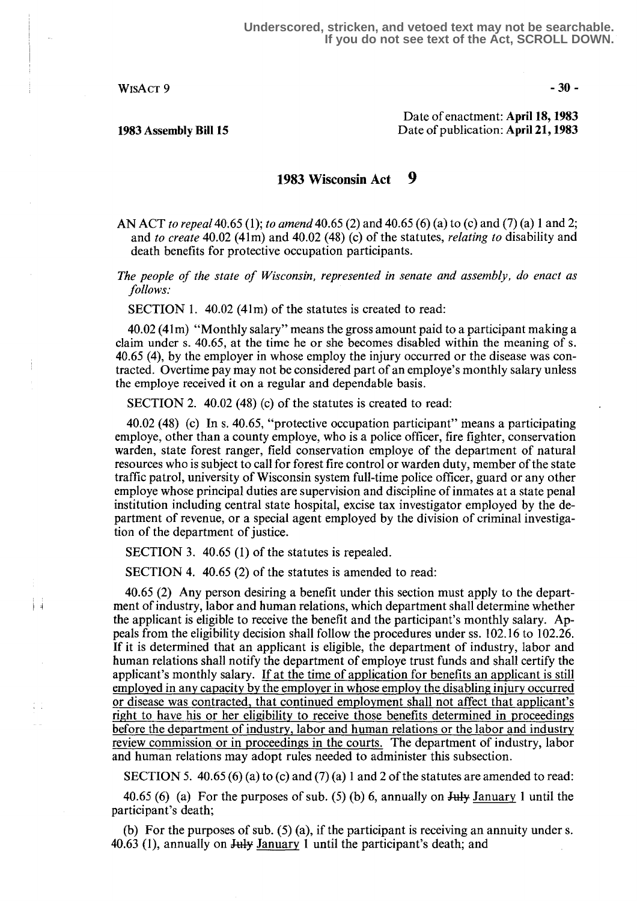Underscored, stricken, and vetoed text may not be searchable. If you do not see text of the Act, SCROLL DOWN.

1983 Assembly Bill 15

Date of enactment: **April 18, 1983**
Date of publication: **April 21, 1983**

# 1983 Wisconsin Act 9

AN ACT *to repeal* 40.65 (1); *to amend* 40.65 (2) and 40.65 (6) (a) to (c) and (7) (a) 1 and 2; and *to create* 40.02 (41m) and 40.02 (48) (c) of the statutes, *relating to* disability and death benefits for protective occupation participants.

*The people of the state of Wisconsin, represented in senate and assembly, do enact as follows:*

SECTION 1. 40.02 (41m) of the statutes is created to read:

40.02 (41m) "Monthly salary" means the gross amount paid to a participant making a claim under s. 40.65, at the time he or she becomes disabled within the meaning of s. 40.65 (4), by the employer in whose employ the injury occurred or the disease was contracted. Overtime pay may not be considered part of an employe's monthly salary unless the employe received it on a regular and dependable basis.

SECTION 2. 40.02 (48) (c) of the statutes is created to read:

40.02 (48) (c) In s. 40.65, "protective occupation participant" means a participating employe, other than a county employe, who is a police officer, fire fighter, conservation warden, state forest ranger, field conservation employe of the department of natural resources who is subject to call for forest fire control or warden duty, member of the state traffic patrol, university of Wisconsin system full-time police officer, guard or any other employe whose principal duties are supervision and discipline of inmates at a state penal institution including central state hospital, excise tax investigator employed by the department of revenue, or a special agent employed by the division of criminal investigation of the department of justice.

SECTION 3. 40.65 (1) of the statutes is repealed.

SECTION 4. 40.65 (2) of the statutes is amended to read:

40.65 (2) Any person desiring a benefit under this section must apply to the department of industry, labor and human relations, which department shall determine whether the applicant is eligible to receive the benefit and the participant's monthly salary. Appeals from the eligibility decision shall follow the procedures under ss. 102.16 to 102.26. If it is determined that an applicant is eligible, the department of industry, labor and human relations shall notify the department of employe trust funds and shall certify the applicant's monthly salary. <u>If at the time of application for benefits an applicant is still employed in any capacity by the employer in whose employ the disabling injury occurred or disease was contracted, that continued employment shall not affect that applicant's right to have his or her eligibility to receive those benefits determined in proceedings before the department of industry, labor and human relations or the labor and industry review commission or in proceedings in the courts.</u> The department of industry, labor and human relations may adopt rules needed to administer this subsection.

SECTION 5. 40.65 (6) (a) to (c) and (7) (a) 1 and 2 of the statutes are amended to read:

40.65 (6) (a) For the purposes of sub. (5) (b) 6, annually on ~~July~~ <u>January</u> 1 until the participant's death;

(b) For the purposes of sub. (5) (a), if the participant is receiving an annuity under s. 40.63 (1), annually on ~~July~~ <u>January</u> 1 until the participant's death; and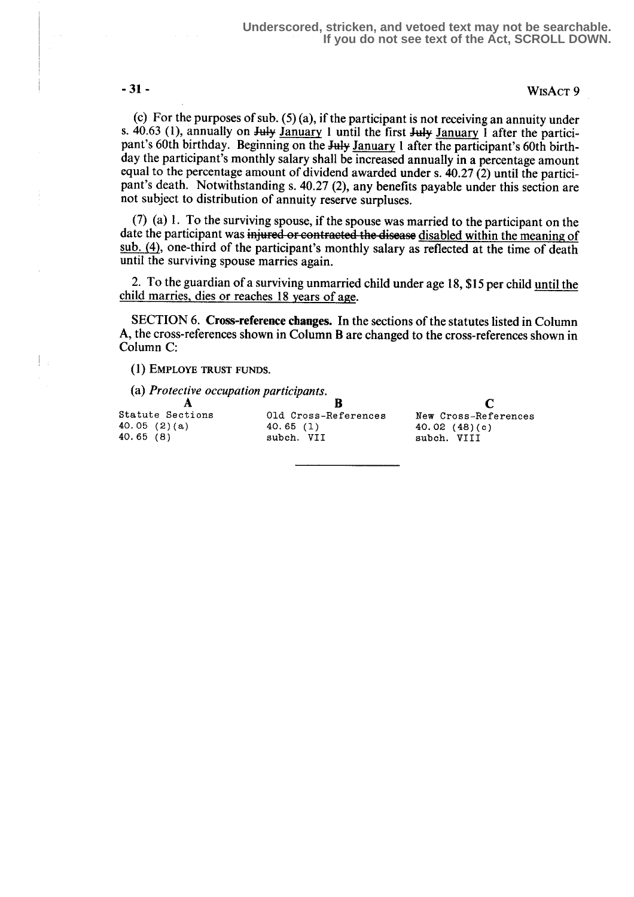Underscored, stricken, and vetoed text may not be searchable.
If you do not see text of the Act, SCROLL DOWN.

(c) For the purposes of sub. (5) (a), if the participant is not receiving an annuity under s. 40.63 (1), annually on ~~July~~ January 1 until the first ~~July~~ January 1 after the participant's 60th birthday. Beginning on the ~~July~~ January 1 after the participant's 60th birthday the participant's monthly salary shall be increased annually in a percentage amount equal to the percentage amount of dividend awarded under s. 40.27 (2) until the participant's death. Notwithstanding s. 40.27 (2), any benefits payable under this section are not subject to distribution of annuity reserve surpluses.

(7) (a) 1. To the surviving spouse, if the spouse was married to the participant on the date the participant was ~~injured or contracted the disease~~ disabled within the meaning of sub. (4), one-third of the participant's monthly salary as reflected at the time of death until the surviving spouse marries again.

2. To the guardian of a surviving unmarried child under age 18, $15 per child until the child marries, dies or reaches 18 years of age.

SECTION 6. **Cross-reference changes.** In the sections of the statutes listed in Column A, the cross-references shown in Column B are changed to the cross-references shown in Column C:

(1) EMPLOYE TRUST FUNDS.

(a) *Protective occupation participants.*

| A | B | C |
|---|---|---|
| Statute Sections | Old Cross-References | New Cross-References |
| 40.05 (2)(a) | 40.65 (1) | 40.02 (48)(c) |
| 40.65 (8) | subch. VII | subch. VIII |